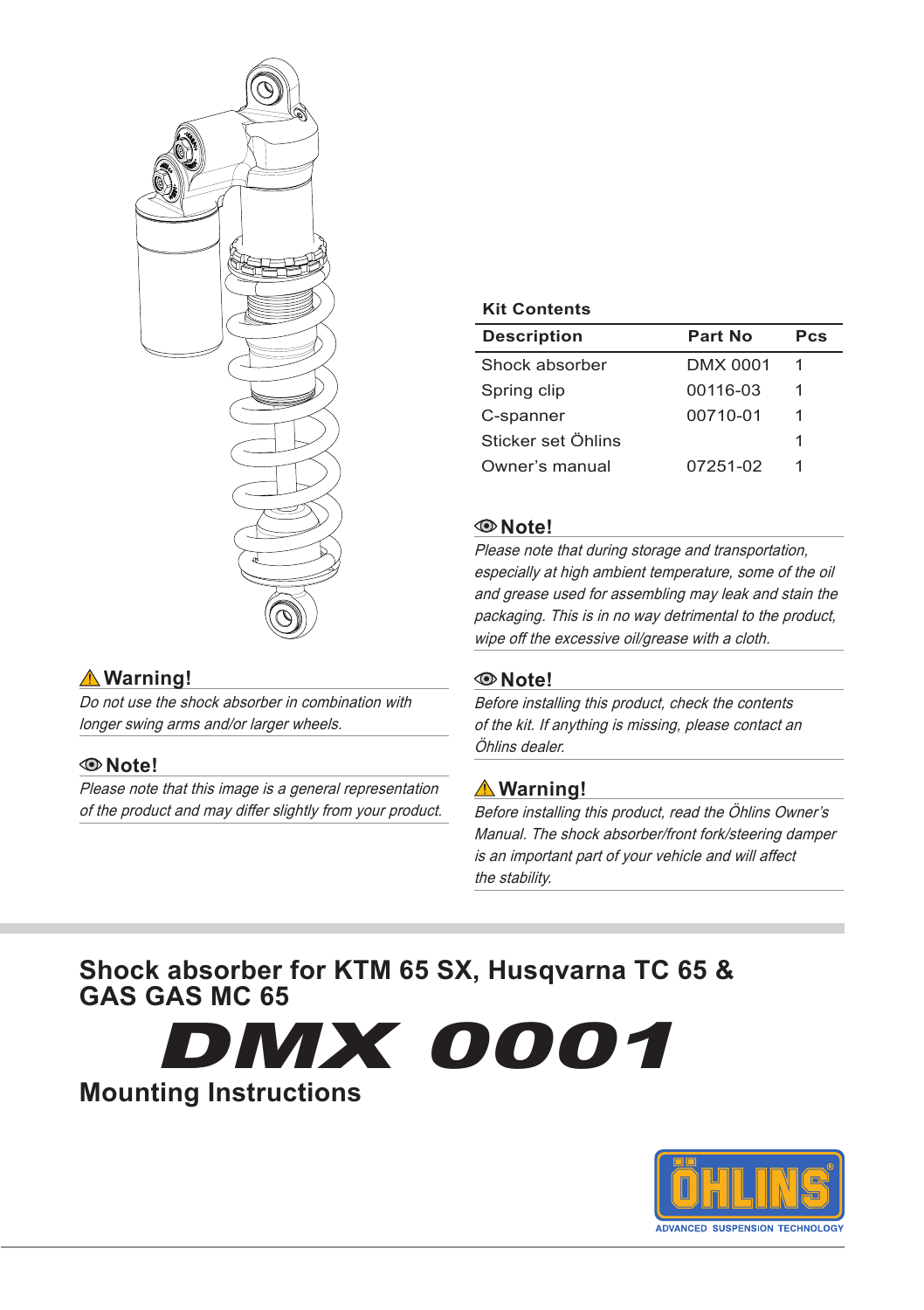# Shock absorber for KTM 65 SX, Husqvarna TC 65 & GAS GAS MC 65

# DMX 0001

## Mounting Instructions

### ⚠ Warning!

*Do not use the shock absorber in combination with longer swing arms and/or larger wheels.*

### Note!

*Please note that this image is a general representation of the product and may differ slightly from your product.*

### Kit Contents

| Description | Part No | Pcs |
|---|---|---|
| Shock absorber | DMX 0001 | 1 |
| Spring clip | 00116-03 | 1 |
| C-spanner | 00710-01 | 1 |
| Sticker set Öhlins | | 1 |
| Owner's manual | 07251-02 | 1 |

### Note!

*Please note that during storage and transportation, especially at high ambient temperature, some of the oil and grease used for assembling may leak and stain the packaging. This is in no way detrimental to the product, wipe off the excessive oil/grease with a cloth.*

### Note!

*Before installing this product, check the contents of the kit. If anything is missing, please contact an Öhlins dealer.*

### ⚠ Warning!

*Before installing this product, read the Öhlins Owner's Manual. The shock absorber/front fork/steering damper is an important part of your vehicle and will affect the stability.*

ÖHLINS
ADVANCED SUSPENSION TECHNOLOGY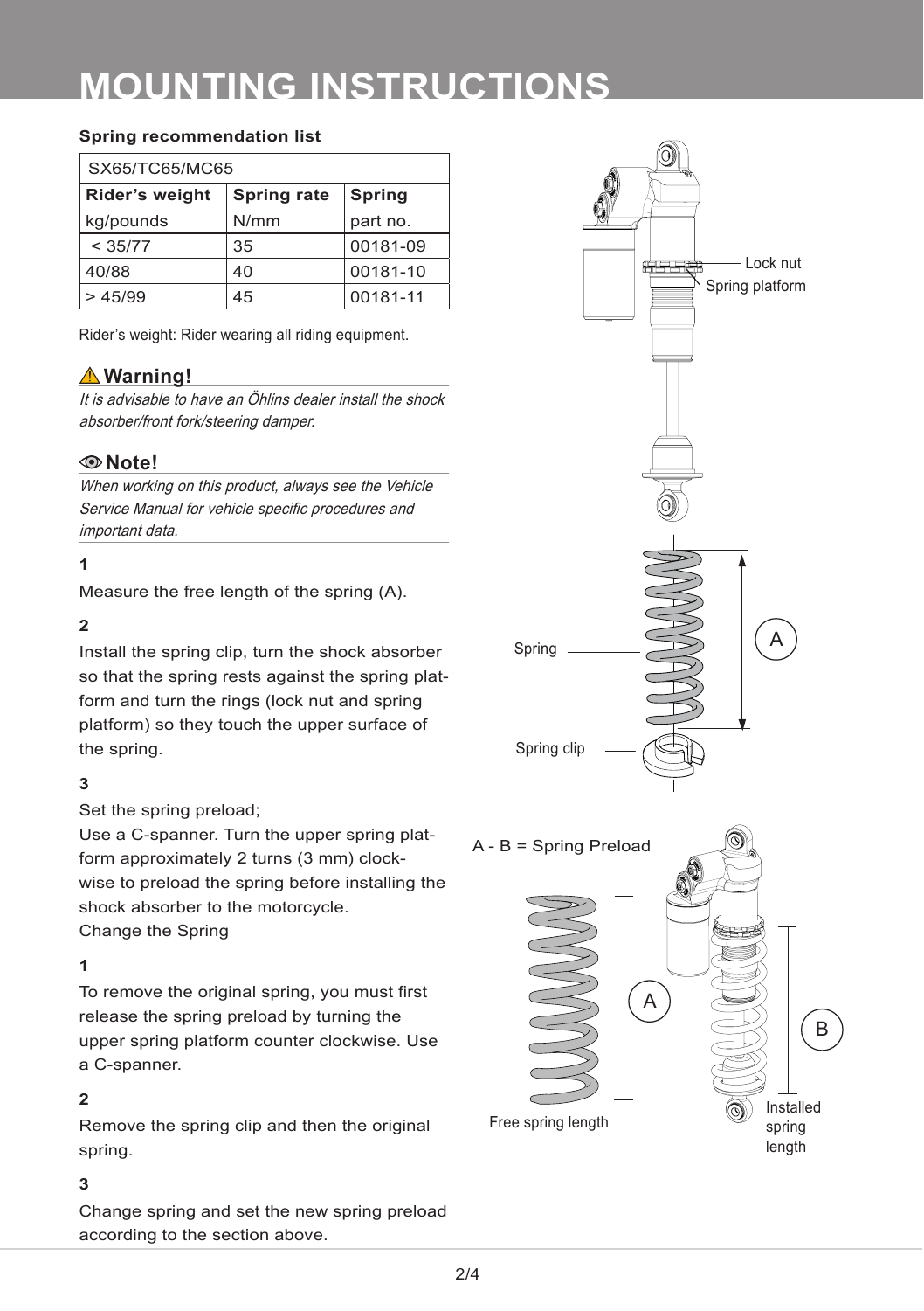# MOUNTING INSTRUCTIONS

**Spring recommendation list**

| SX65/TC65/MC65 | | |
|---|---|---|
| **Rider's weight** kg/pounds | **Spring rate** N/mm | **Spring** part no. |
| < 35/77 | 35 | 00181-09 |
| 40/88 | 40 | 00181-10 |
| > 45/99 | 45 | 00181-11 |

Rider's weight: Rider wearing all riding equipment.

### ⚠ Warning!

*It is advisable to have an Öhlins dealer install the shock absorber/front fork/steering damper.*

### Note!

*When working on this product, always see the Vehicle Service Manual for vehicle specific procedures and important data.*

**1**

Measure the free length of the spring (A).

**2**

Install the spring clip, turn the shock absorber so that the spring rests against the spring platform and turn the rings (lock nut and spring platform) so they touch the upper surface of the spring.

**3**

Set the spring preload;
Use a C-spanner. Turn the upper spring platform approximately 2 turns (3 mm) clockwise to preload the spring before installing the shock absorber to the motorcycle.
Change the Spring

**1**

To remove the original spring, you must first release the spring preload by turning the upper spring platform counter clockwise. Use a C-spanner.

**2**

Remove the spring clip and then the original spring.

**3**

Change spring and set the new spring preload according to the section above.

Lock nut
Spring platform

Spring
Spring clip
A

A - B = Spring Preload

Free spring length
Installed spring length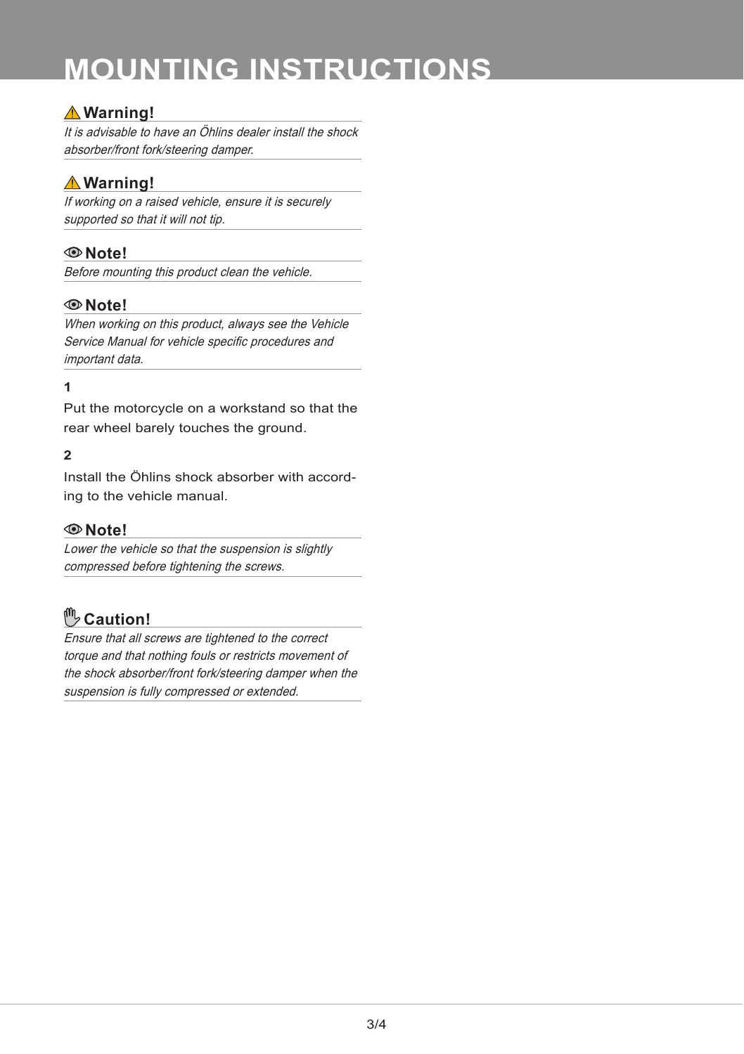# MOUNTING INSTRUCTIONS

### ⚠ Warning!

*It is advisable to have an Öhlins dealer install the shock absorber/front fork/steering damper.*

### ⚠ Warning!

*If working on a raised vehicle, ensure it is securely supported so that it will not tip.*

### Note!

*Before mounting this product clean the vehicle.*

### Note!

*When working on this product, always see the Vehicle Service Manual for vehicle specific procedures and important data.*

**1**

Put the motorcycle on a workstand so that the rear wheel barely touches the ground.

**2**

Install the Öhlins shock absorber with according to the vehicle manual.

### Note!

*Lower the vehicle so that the suspension is slightly compressed before tightening the screws.*

### Caution!

*Ensure that all screws are tightened to the correct torque and that nothing fouls or restricts movement of the shock absorber/front fork/steering damper when the suspension is fully compressed or extended.*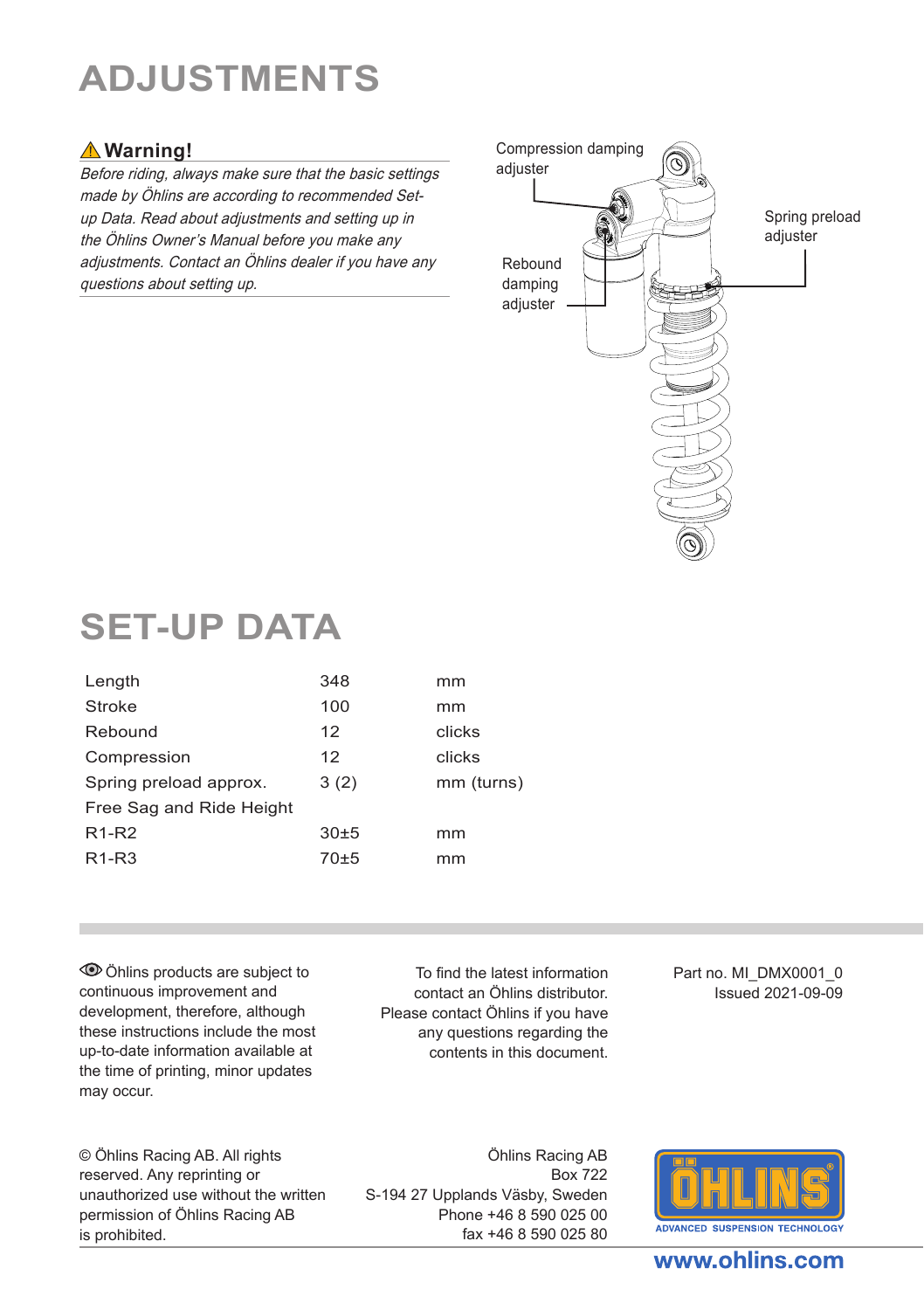# ADJUSTMENTS

### ⚠ Warning!

*Before riding, always make sure that the basic settings made by Öhlins are according to recommended Set-up Data. Read about adjustments and setting up in the Öhlins Owner's Manual before you make any adjustments. Contact an Öhlins dealer if you have any questions about setting up.*

Compression damping adjuster

Spring preload adjuster

Rebound damping adjuster

# SET-UP DATA

| | | |
|---|---|---|
| Length | 348 | mm |
| Stroke | 100 | mm |
| Rebound | 12 | clicks |
| Compression | 12 | clicks |
| Spring preload approx. | 3 (2) | mm (turns) |
| Free Sag and Ride Height | | |
| R1-R2 | 30±5 | mm |
| R1-R3 | 70±5 | mm |

Öhlins products are subject to continuous improvement and development, therefore, although these instructions include the most up-to-date information available at the time of printing, minor updates may occur.

To find the latest information contact an Öhlins distributor. Please contact Öhlins if you have any questions regarding the contents in this document.

Part no. MI_DMX0001_0
Issued 2021-09-09

© Öhlins Racing AB. All rights reserved. Any reprinting or unauthorized use without the written permission of Öhlins Racing AB is prohibited.

Öhlins Racing AB
Box 722
S-194 27 Upplands Väsby, Sweden
Phone +46 8 590 025 00
fax +46 8 590 025 80

ÖHLINS
ADVANCED SUSPENSION TECHNOLOGY

www.ohlins.com